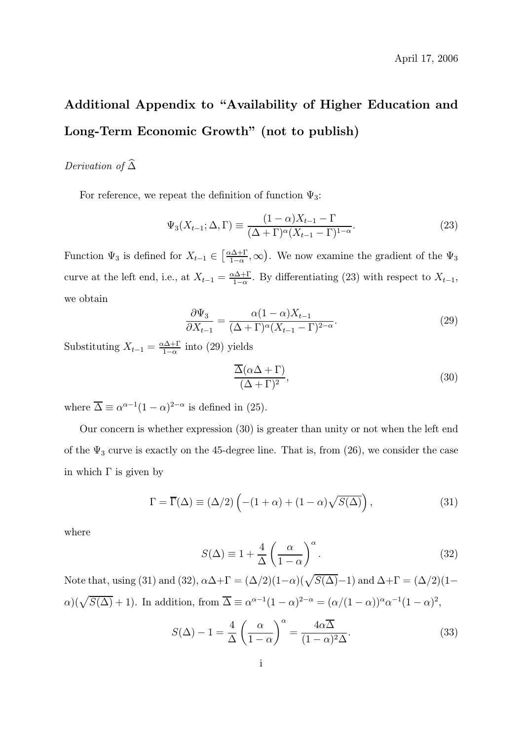April 17, 2006

# Additional Appendix to "Availability of Higher Education and Long-Term Economic Growth" (not to publish)

*Derivation of* $\widehat{\Delta}$

For reference, we repeat the definition of function $\Psi_3$:

$$\Psi_3(X_{t-1}; \Delta, \Gamma) \equiv \frac{(1-\alpha)X_{t-1} - \Gamma}{(\Delta + \Gamma)^{\alpha}(X_{t-1} - \Gamma)^{1-\alpha}}. \tag{23}$$

Function $\Psi_3$ is defined for $X_{t-1} \in \left[\frac{\alpha\Delta+\Gamma}{1-\alpha}, \infty\right)$. We now examine the gradient of the $\Psi_3$ curve at the left end, i.e., at $X_{t-1} = \frac{\alpha\Delta+\Gamma}{1-\alpha}$. By differentiating (23) with respect to $X_{t-1}$, we obtain

$$\frac{\partial \Psi_3}{\partial X_{t-1}} = \frac{\alpha(1-\alpha)X_{t-1}}{(\Delta+\Gamma)^{\alpha}(X_{t-1} - \Gamma)^{2-\alpha}}. \tag{29}$$

Substituting $X_{t-1} = \frac{\alpha\Delta+\Gamma}{1-\alpha}$ into (29) yields

$$\frac{\overline{\Delta}(\alpha\Delta + \Gamma)}{(\Delta+\Gamma)^2}, \tag{30}$$

where $\overline{\Delta} \equiv \alpha^{\alpha-1}(1-\alpha)^{2-\alpha}$ is defined in (25).

Our concern is whether expression (30) is greater than unity or not when the left end of the $\Psi_3$ curve is exactly on the 45-degree line. That is, from (26), we consider the case in which $\Gamma$ is given by

$$\Gamma = \overline{\Gamma}(\Delta) \equiv (\Delta/2)\left(-(1+\alpha) + (1-\alpha)\sqrt{S(\Delta)}\right), \tag{31}$$

where

$$S(\Delta) \equiv 1 + \frac{4}{\Delta}\left(\frac{\alpha}{1-\alpha}\right)^{\alpha}. \tag{32}$$

Note that, using (31) and (32), $\alpha\Delta + \Gamma = (\Delta/2)(1-\alpha)(\sqrt{S(\Delta)}-1)$ and $\Delta + \Gamma = (\Delta/2)(1-\alpha)(\sqrt{S(\Delta)}+1)$. In addition, from $\overline{\Delta} \equiv \alpha^{\alpha-1}(1-\alpha)^{2-\alpha} = (\alpha/(1-\alpha))^{\alpha}\alpha^{-1}(1-\alpha)^2$,

$$S(\Delta) - 1 = \frac{4}{\Delta}\left(\frac{\alpha}{1-\alpha}\right)^{\alpha} = \frac{4\alpha\overline{\Delta}}{(1-\alpha)^2\Delta}. \tag{33}$$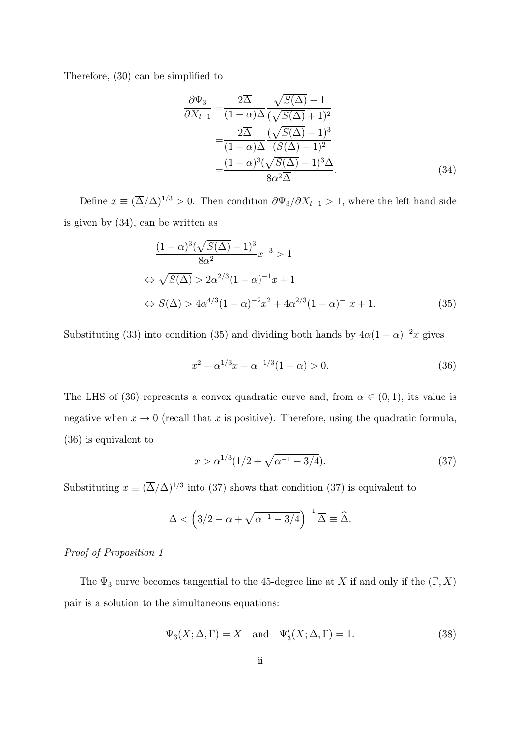Therefore, (30) can be simplified to

$$
\begin{aligned}
\frac{\partial \Psi_3}{\partial X_{t-1}} =& \frac{2\overline{\Delta}}{(1-\alpha)\Delta} \frac{\sqrt{S(\Delta)}-1}{(\sqrt{S(\Delta)}+1)^2} \\
=& \frac{2\overline{\Delta}}{(1-\alpha)\Delta} \frac{(\sqrt{S(\Delta)}-1)^3}{(S(\Delta)-1)^2} \\
=& \frac{(1-\alpha)^3(\sqrt{S(\Delta)}-1)^3\Delta}{8\alpha^2\overline{\Delta}}.
\end{aligned}
\tag{34}
$$

Define $x \equiv (\overline{\Delta}/\Delta)^{1/3} > 0$. Then condition $\partial\Psi_3/\partial X_{t-1} > 1$, where the left hand side is given by (34), can be written as

$$
\begin{aligned}
& \frac{(1-\alpha)^3(\sqrt{S(\Delta)}-1)^3}{8\alpha^2} x^{-3} > 1 \\
\Leftrightarrow\ & \sqrt{S(\Delta)} > 2\alpha^{2/3}(1-\alpha)^{-1}x + 1 \\
\Leftrightarrow\ & S(\Delta) > 4\alpha^{4/3}(1-\alpha)^{-2}x^2 + 4\alpha^{2/3}(1-\alpha)^{-1}x + 1.
\end{aligned}
\tag{35}
$$

Substituting (33) into condition (35) and dividing both hands by $4\alpha(1-\alpha)^{-2}x$ gives

$$
x^2 - \alpha^{1/3}x - \alpha^{-1/3}(1-\alpha) > 0. \tag{36}
$$

The LHS of (36) represents a convex quadratic curve and, from $\alpha \in (0,1)$, its value is negative when $x \to 0$ (recall that $x$ is positive). Therefore, using the quadratic formula, (36) is equivalent to

$$
x > \alpha^{1/3}(1/2 + \sqrt{\alpha^{-1} - 3/4}). \tag{37}
$$

Substituting $x \equiv (\overline{\Delta}/\Delta)^{1/3}$ into (37) shows that condition (37) is equivalent to

$$
\Delta < \left(3/2 - \alpha + \sqrt{\alpha^{-1} - 3/4}\right)^{-1} \overline{\Delta} \equiv \widehat{\Delta}.
$$

*Proof of Proposition 1*

The $\Psi_3$ curve becomes tangential to the 45-degree line at $X$ if and only if the $(\Gamma, X)$ pair is a solution to the simultaneous equations:

$$
\Psi_3(X;\Delta,\Gamma) = X \quad \text{and} \quad \Psi_3'(X;\Delta,\Gamma) = 1. \tag{38}
$$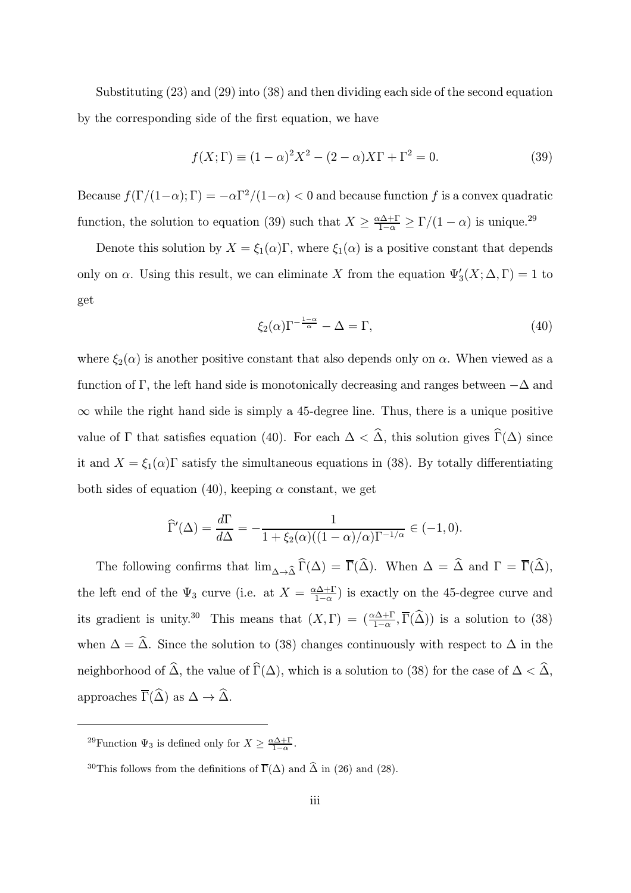Substituting (23) and (29) into (38) and then dividing each side of the second equation by the corresponding side of the first equation, we have

$$f(X;\Gamma) \equiv (1-\alpha)^2 X^2 - (2-\alpha)X\Gamma + \Gamma^2 = 0. \tag{39}$$

Because $f(\Gamma/(1-\alpha);\Gamma) = -\alpha\Gamma^2/(1-\alpha) < 0$ and because function $f$ is a convex quadratic function, the solution to equation (39) such that $X \geq \frac{\alpha\Delta+\Gamma}{1-\alpha} \geq \Gamma/(1-\alpha)$ is unique.[29]

Denote this solution by $X = \xi_1(\alpha)\Gamma$, where $\xi_1(\alpha)$ is a positive constant that depends only on $\alpha$. Using this result, we can eliminate $X$ from the equation $\Psi_3'(X;\Delta,\Gamma) = 1$ to get

$$\xi_2(\alpha)\Gamma^{-\frac{1-\alpha}{\alpha}} - \Delta = \Gamma, \tag{40}$$

where $\xi_2(\alpha)$ is another positive constant that also depends only on $\alpha$. When viewed as a function of $\Gamma$, the left hand side is monotonically decreasing and ranges between $-\Delta$ and $\infty$ while the right hand side is simply a 45-degree line. Thus, there is a unique positive value of $\Gamma$ that satisfies equation (40). For each $\Delta < \widehat{\Delta}$, this solution gives $\widehat{\Gamma}(\Delta)$ since it and $X = \xi_1(\alpha)\Gamma$ satisfy the simultaneous equations in (38). By totally differentiating both sides of equation (40), keeping $\alpha$ constant, we get

$$\widehat{\Gamma}'(\Delta) = \frac{d\Gamma}{d\Delta} = -\frac{1}{1 + \xi_2(\alpha)((1-\alpha)/\alpha)\Gamma^{-1/\alpha}} \in (-1, 0).$$

The following confirms that $\lim_{\Delta\to\widehat{\Delta}} \widehat{\Gamma}(\Delta) = \overline{\Gamma}(\widehat{\Delta})$. When $\Delta = \widehat{\Delta}$ and $\Gamma = \overline{\Gamma}(\widehat{\Delta})$, the left end of the $\Psi_3$ curve (i.e. at $X = \frac{\alpha\Delta+\Gamma}{1-\alpha}$) is exactly on the 45-degree curve and its gradient is unity.[30] This means that $(X,\Gamma) = (\frac{\alpha\Delta+\Gamma}{1-\alpha}, \overline{\Gamma}(\widehat{\Delta}))$ is a solution to (38) when $\Delta = \widehat{\Delta}$. Since the solution to (38) changes continuously with respect to $\Delta$ in the neighborhood of $\widehat{\Delta}$, the value of $\widehat{\Gamma}(\Delta)$, which is a solution to (38) for the case of $\Delta < \widehat{\Delta}$, approaches $\overline{\Gamma}(\widehat{\Delta})$ as $\Delta \to \widehat{\Delta}$.

---

[29] Function $\Psi_3$ is defined only for $X \geq \frac{\alpha\Delta+\Gamma}{1-\alpha}$.

[30] This follows from the definitions of $\overline{\Gamma}(\Delta)$ and $\widehat{\Delta}$ in (26) and (28).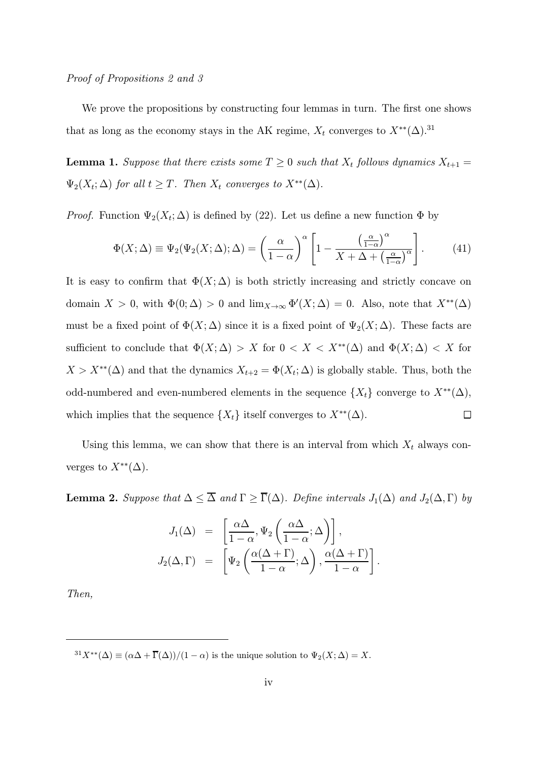*Proof of Propositions 2 and 3*

We prove the propositions by constructing four lemmas in turn. The first one shows that as long as the economy stays in the AK regime, $X_t$ converges to $X^{**}(\Delta)$.[31]

**Lemma 1.** *Suppose that there exists some $T \geq 0$ such that $X_t$ follows dynamics $X_{t+1} = \Psi_2(X_t; \Delta)$ for all $t \geq T$. Then $X_t$ converges to $X^{**}(\Delta)$.*

*Proof.* Function $\Psi_2(X_t; \Delta)$ is defined by (22). Let us define a new function $\Phi$ by

$$\Phi(X; \Delta) \equiv \Psi_2(\Psi_2(X; \Delta); \Delta) = \left(\frac{\alpha}{1-\alpha}\right)^{\alpha} \left[1 - \frac{\left(\frac{\alpha}{1-\alpha}\right)^{\alpha}}{X + \Delta + \left(\frac{\alpha}{1-\alpha}\right)^{\alpha}}\right]. \tag{41}$$

It is easy to confirm that $\Phi(X; \Delta)$ is both strictly increasing and strictly concave on domain $X > 0$, with $\Phi(0; \Delta) > 0$ and $\lim_{X \to \infty} \Phi'(X; \Delta) = 0$. Also, note that $X^{**}(\Delta)$ must be a fixed point of $\Phi(X; \Delta)$ since it is a fixed point of $\Psi_2(X; \Delta)$. These facts are sufficient to conclude that $\Phi(X; \Delta) > X$ for $0 < X < X^{**}(\Delta)$ and $\Phi(X; \Delta) < X$ for $X > X^{**}(\Delta)$ and that the dynamics $X_{t+2} = \Phi(X_t; \Delta)$ is globally stable. Thus, both the odd-numbered and even-numbered elements in the sequence $\{X_t\}$ converge to $X^{**}(\Delta)$, which implies that the sequence $\{X_t\}$ itself converges to $X^{**}(\Delta)$. $\square$

Using this lemma, we can show that there is an interval from which $X_t$ always converges to $X^{**}(\Delta)$.

**Lemma 2.** *Suppose that $\Delta \leq \overline{\Delta}$ and $\Gamma \geq \overline{\Gamma}(\Delta)$. Define intervals $J_1(\Delta)$ and $J_2(\Delta, \Gamma)$ by*

$$\begin{aligned} J_1(\Delta) &= \left[\frac{\alpha\Delta}{1-\alpha}, \Psi_2\left(\frac{\alpha\Delta}{1-\alpha}; \Delta\right)\right], \\ J_2(\Delta, \Gamma) &= \left[\Psi_2\left(\frac{\alpha(\Delta+\Gamma)}{1-\alpha}; \Delta\right), \frac{\alpha(\Delta+\Gamma)}{1-\alpha}\right]. \end{aligned}$$

*Then,*

[31] $X^{**}(\Delta) \equiv (\alpha\Delta + \overline{\Gamma}(\Delta))/(1-\alpha)$ is the unique solution to $\Psi_2(X; \Delta) = X$.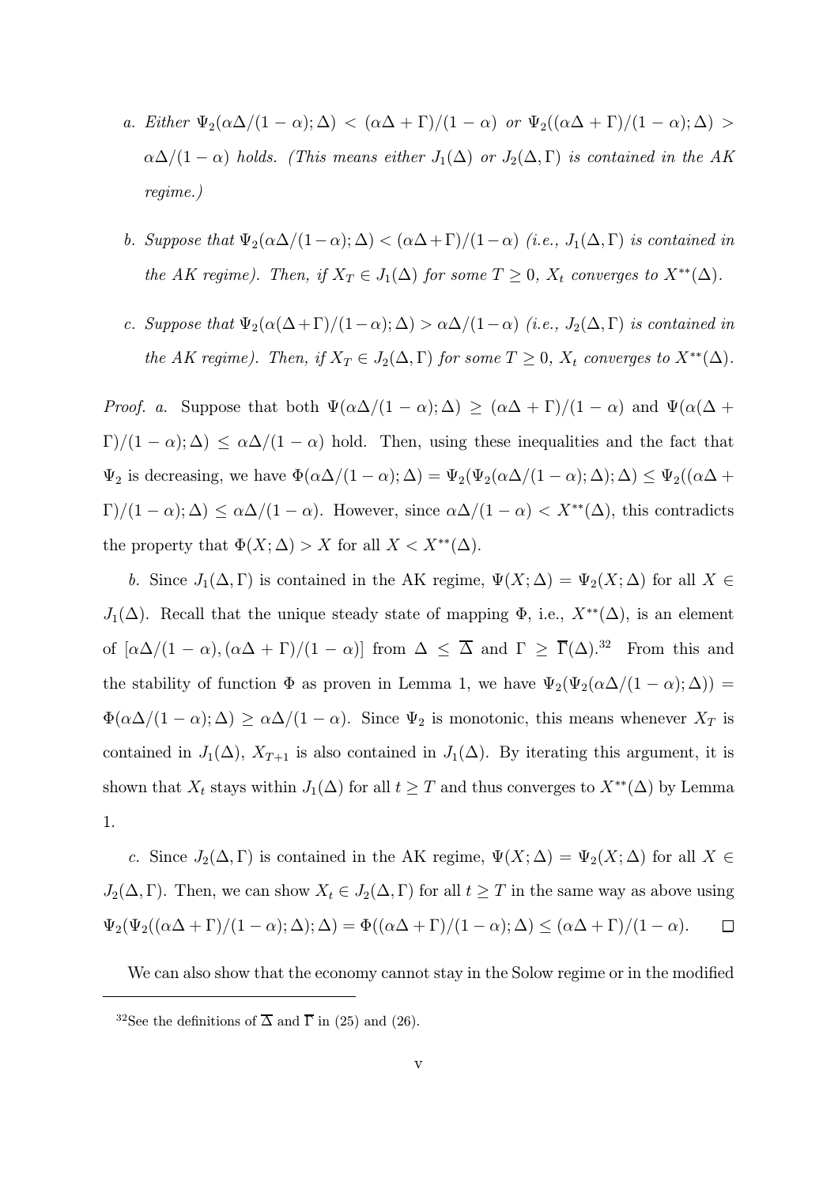*a. Either $\Psi_2(\alpha\Delta/(1-\alpha);\Delta) < (\alpha\Delta+\Gamma)/(1-\alpha)$ or $\Psi_2((\alpha\Delta+\Gamma)/(1-\alpha);\Delta) > \alpha\Delta/(1-\alpha)$ holds. (This means either $J_1(\Delta)$ or $J_2(\Delta,\Gamma)$ is contained in the AK regime.)*

*b. Suppose that $\Psi_2(\alpha\Delta/(1-\alpha);\Delta) < (\alpha\Delta+\Gamma)/(1-\alpha)$ (i.e., $J_1(\Delta,\Gamma)$ is contained in the AK regime). Then, if $X_T \in J_1(\Delta)$ for some $T \geq 0$, $X_t$ converges to $X^{**}(\Delta)$.*

*c. Suppose that $\Psi_2(\alpha(\Delta+\Gamma)/(1-\alpha);\Delta) > \alpha\Delta/(1-\alpha)$ (i.e., $J_2(\Delta,\Gamma)$ is contained in the AK regime). Then, if $X_T \in J_2(\Delta,\Gamma)$ for some $T \geq 0$, $X_t$ converges to $X^{**}(\Delta)$.*

*Proof. a.* Suppose that both $\Psi(\alpha\Delta/(1-\alpha);\Delta) \geq (\alpha\Delta+\Gamma)/(1-\alpha)$ and $\Psi(\alpha(\Delta+\Gamma)/(1-\alpha);\Delta) \leq \alpha\Delta/(1-\alpha)$ hold. Then, using these inequalities and the fact that $\Psi_2$ is decreasing, we have $\Phi(\alpha\Delta/(1-\alpha);\Delta) = \Psi_2(\Psi_2(\alpha\Delta/(1-\alpha);\Delta);\Delta) \leq \Psi_2((\alpha\Delta+\Gamma)/(1-\alpha);\Delta) \leq \alpha\Delta/(1-\alpha)$. However, since $\alpha\Delta/(1-\alpha) < X^{**}(\Delta)$, this contradicts the property that $\Phi(X;\Delta) > X$ for all $X < X^{**}(\Delta)$.

*b.* Since $J_1(\Delta,\Gamma)$ is contained in the AK regime, $\Psi(X;\Delta) = \Psi_2(X;\Delta)$ for all $X \in J_1(\Delta)$. Recall that the unique steady state of mapping $\Phi$, i.e., $X^{**}(\Delta)$, is an element of $[\alpha\Delta/(1-\alpha), (\alpha\Delta+\Gamma)/(1-\alpha)]$ from $\Delta \leq \overline{\Delta}$ and $\Gamma \geq \overline{\Gamma}(\Delta)$.[32] From this and the stability of function $\Phi$ as proven in Lemma 1, we have $\Psi_2(\Psi_2(\alpha\Delta/(1-\alpha);\Delta)) = \Phi(\alpha\Delta/(1-\alpha);\Delta) \geq \alpha\Delta/(1-\alpha)$. Since $\Psi_2$ is monotonic, this means whenever $X_T$ is contained in $J_1(\Delta)$, $X_{T+1}$ is also contained in $J_1(\Delta)$. By iterating this argument, it is shown that $X_t$ stays within $J_1(\Delta)$ for all $t \geq T$ and thus converges to $X^{**}(\Delta)$ by Lemma 1.

*c.* Since $J_2(\Delta,\Gamma)$ is contained in the AK regime, $\Psi(X;\Delta) = \Psi_2(X;\Delta)$ for all $X \in J_2(\Delta,\Gamma)$. Then, we can show $X_t \in J_2(\Delta,\Gamma)$ for all $t \geq T$ in the same way as above using $\Psi_2(\Psi_2((\alpha\Delta+\Gamma)/(1-\alpha);\Delta);\Delta) = \Phi((\alpha\Delta+\Gamma)/(1-\alpha);\Delta) \leq (\alpha\Delta+\Gamma)/(1-\alpha)$. $\square$

We can also show that the economy cannot stay in the Solow regime or in the modified

[32] See the definitions of $\overline{\Delta}$ and $\overline{\Gamma}$ in (25) and (26).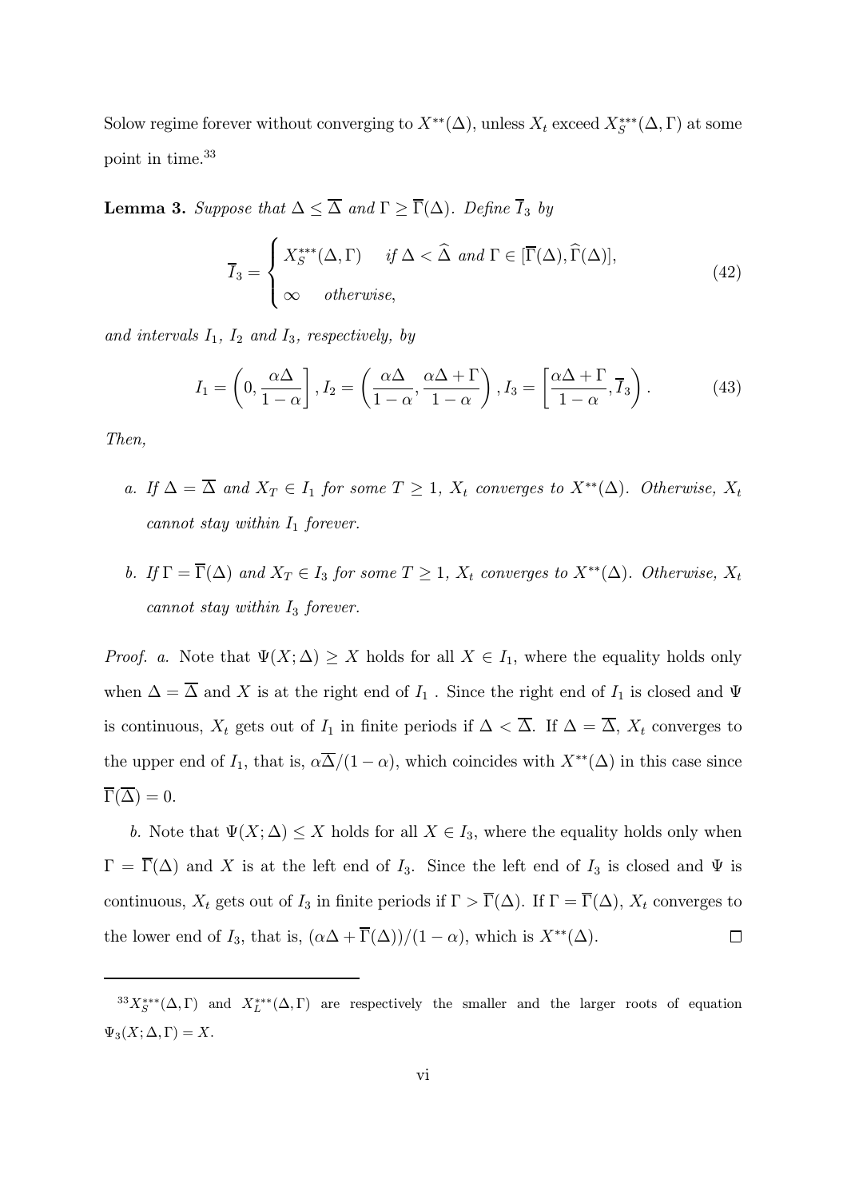Solow regime forever without converging to $X^{**}(\Delta)$, unless $X_t$ exceed $X_S^{***}(\Delta, \Gamma)$ at some point in time.[33]

**Lemma 3.** *Suppose that $\Delta \leq \overline{\Delta}$ and $\Gamma \geq \overline{\Gamma}(\Delta)$. Define $\overline{I}_3$ by*

$$\overline{I}_3 = \begin{cases} X_S^{***}(\Delta, \Gamma) & \text{if } \Delta < \widehat{\Delta} \text{ and } \Gamma \in [\overline{\Gamma}(\Delta), \widehat{\Gamma}(\Delta)], \\ \infty & \text{otherwise,} \end{cases} \tag{42}$$

*and intervals $I_1$, $I_2$ and $I_3$, respectively, by*

$$I_1 = \left(0, \frac{\alpha\Delta}{1-\alpha}\right], I_2 = \left(\frac{\alpha\Delta}{1-\alpha}, \frac{\alpha\Delta + \Gamma}{1-\alpha}\right), I_3 = \left[\frac{\alpha\Delta + \Gamma}{1-\alpha}, \overline{I}_3\right). \tag{43}$$

*Then,*

- *a. If $\Delta = \overline{\Delta}$ and $X_T \in I_1$ for some $T \geq 1$, $X_t$ converges to $X^{**}(\Delta)$. Otherwise, $X_t$ cannot stay within $I_1$ forever.*

- *b. If $\Gamma = \overline{\Gamma}(\Delta)$ and $X_T \in I_3$ for some $T \geq 1$, $X_t$ converges to $X^{**}(\Delta)$. Otherwise, $X_t$ cannot stay within $I_3$ forever.*

*Proof. a.* Note that $\Psi(X; \Delta) \geq X$ holds for all $X \in I_1$, where the equality holds only when $\Delta = \overline{\Delta}$ and $X$ is at the right end of $I_1$ . Since the right end of $I_1$ is closed and $\Psi$ is continuous, $X_t$ gets out of $I_1$ in finite periods if $\Delta < \overline{\Delta}$. If $\Delta = \overline{\Delta}$, $X_t$ converges to the upper end of $I_1$, that is, $\alpha\overline{\Delta}/(1-\alpha)$, which coincides with $X^{**}(\Delta)$ in this case since $\overline{\Gamma}(\overline{\Delta}) = 0$.

*b.* Note that $\Psi(X; \Delta) \leq X$ holds for all $X \in I_3$, where the equality holds only when $\Gamma = \overline{\Gamma}(\Delta)$ and $X$ is at the left end of $I_3$. Since the left end of $I_3$ is closed and $\Psi$ is continuous, $X_t$ gets out of $I_3$ in finite periods if $\Gamma > \overline{\Gamma}(\Delta)$. If $\Gamma = \overline{\Gamma}(\Delta)$, $X_t$ converges to the lower end of $I_3$, that is, $(\alpha\Delta + \overline{\Gamma}(\Delta))/(1-\alpha)$, which is $X^{**}(\Delta)$. $\square$

---

[33] $X_S^{***}(\Delta, \Gamma)$ and $X_L^{***}(\Delta, \Gamma)$ are respectively the smaller and the larger roots of equation $\Psi_3(X; \Delta, \Gamma) = X$.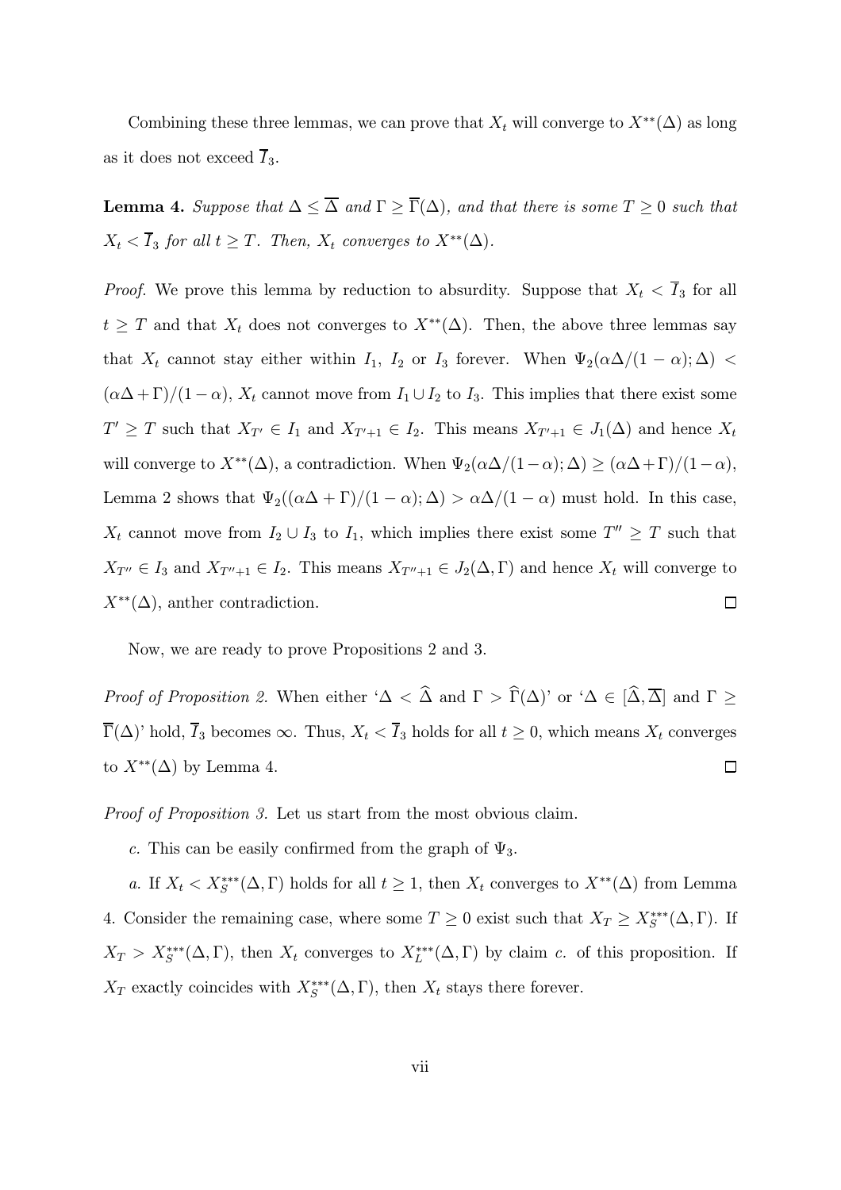Combining these three lemmas, we can prove that $X_t$ will converge to $X^{**}(\Delta)$ as long as it does not exceed $\overline{I}_3$.

**Lemma 4.** *Suppose that $\Delta \leq \overline{\Delta}$ and $\Gamma \geq \overline{\Gamma}(\Delta)$, and that there is some $T \geq 0$ such that $X_t < \overline{I}_3$ for all $t \geq T$. Then, $X_t$ converges to $X^{**}(\Delta)$.*

*Proof.* We prove this lemma by reduction to absurdity. Suppose that $X_t < \overline{I}_3$ for all $t \geq T$ and that $X_t$ does not converges to $X^{**}(\Delta)$. Then, the above three lemmas say that $X_t$ cannot stay either within $I_1$, $I_2$ or $I_3$ forever. When $\Psi_2(\alpha\Delta/(1-\alpha); \Delta) < (\alpha\Delta + \Gamma)/(1-\alpha)$, $X_t$ cannot move from $I_1 \cup I_2$ to $I_3$. This implies that there exist some $T' \geq T$ such that $X_{T'} \in I_1$ and $X_{T'+1} \in I_2$. This means $X_{T'+1} \in J_1(\Delta)$ and hence $X_t$ will converge to $X^{**}(\Delta)$, a contradiction. When $\Psi_2(\alpha\Delta/(1-\alpha); \Delta) \geq (\alpha\Delta+\Gamma)/(1-\alpha)$, Lemma 2 shows that $\Psi_2((\alpha\Delta + \Gamma)/(1-\alpha); \Delta) > \alpha\Delta/(1-\alpha)$ must hold. In this case, $X_t$ cannot move from $I_2 \cup I_3$ to $I_1$, which implies there exist some $T'' \geq T$ such that $X_{T''} \in I_3$ and $X_{T''+1} \in I_2$. This means $X_{T''+1} \in J_2(\Delta, \Gamma)$ and hence $X_t$ will converge to $X^{**}(\Delta)$, anther contradiction. $\square$

Now, we are ready to prove Propositions 2 and 3.

*Proof of Proposition 2.* When either '$\Delta < \widehat{\Delta}$ and $\Gamma > \widehat{\Gamma}(\Delta)$' or '$\Delta \in [\widehat{\Delta}, \overline{\Delta}]$ and $\Gamma \geq \overline{\Gamma}(\Delta)$' hold, $\overline{I}_3$ becomes $\infty$. Thus, $X_t < \overline{I}_3$ holds for all $t \geq 0$, which means $X_t$ converges to $X^{**}(\Delta)$ by Lemma 4. $\square$

*Proof of Proposition 3.* Let us start from the most obvious claim.

*c.* This can be easily confirmed from the graph of $\Psi_3$.

*a.* If $X_t < X_S^{***}(\Delta, \Gamma)$ holds for all $t \geq 1$, then $X_t$ converges to $X^{**}(\Delta)$ from Lemma 4. Consider the remaining case, where some $T \geq 0$ exist such that $X_T \geq X_S^{***}(\Delta, \Gamma)$. If $X_T > X_S^{***}(\Delta, \Gamma)$, then $X_t$ converges to $X_L^{***}(\Delta, \Gamma)$ by claim *c.* of this proposition. If $X_T$ exactly coincides with $X_S^{***}(\Delta, \Gamma)$, then $X_t$ stays there forever.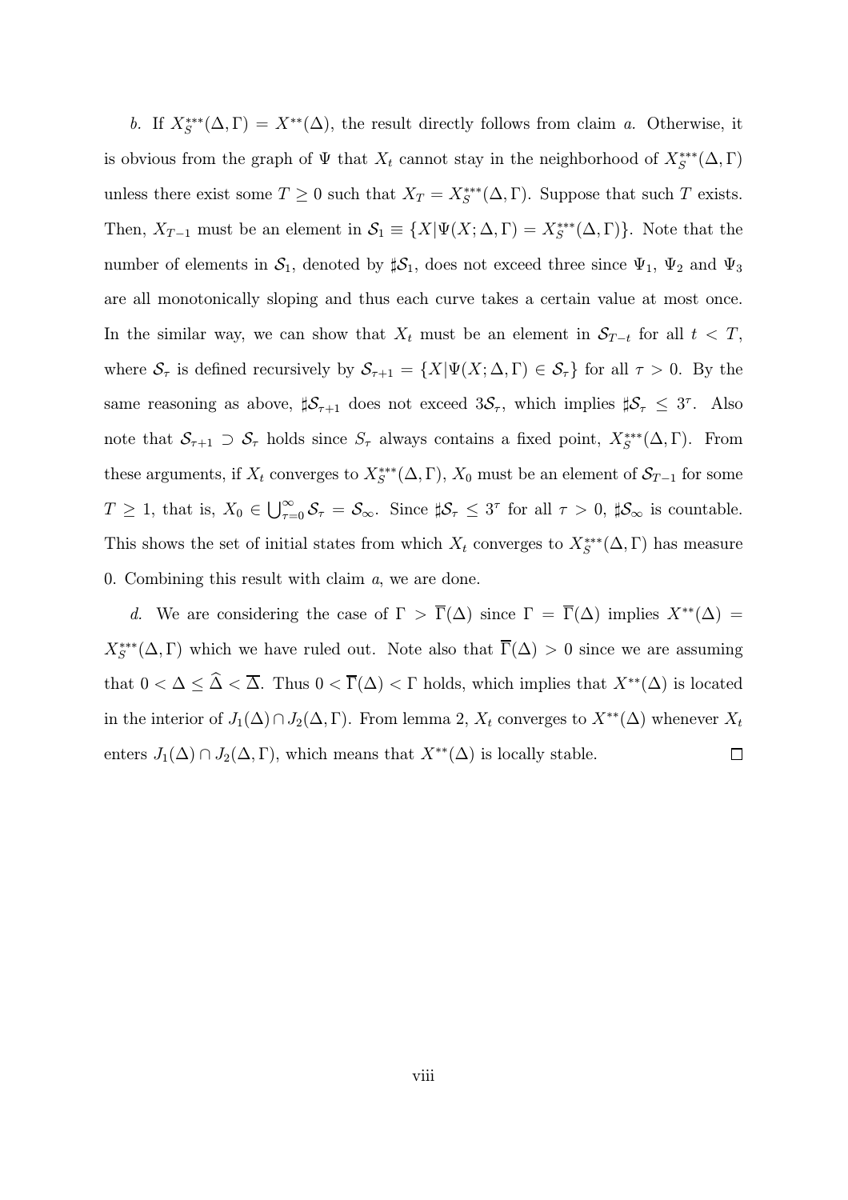*b.* If $X_S^{***}(\Delta, \Gamma) = X^{**}(\Delta)$, the result directly follows from claim *a*. Otherwise, it is obvious from the graph of $\Psi$ that $X_t$ cannot stay in the neighborhood of $X_S^{***}(\Delta, \Gamma)$ unless there exist some $T \geq 0$ such that $X_T = X_S^{***}(\Delta, \Gamma)$. Suppose that such $T$ exists. Then, $X_{T-1}$ must be an element in $\mathcal{S}_1 \equiv \{X | \Psi(X; \Delta, \Gamma) = X_S^{***}(\Delta, \Gamma)\}$. Note that the number of elements in $\mathcal{S}_1$, denoted by $\sharp\mathcal{S}_1$, does not exceed three since $\Psi_1$, $\Psi_2$ and $\Psi_3$ are all monotonically sloping and thus each curve takes a certain value at most once. In the similar way, we can show that $X_t$ must be an element in $\mathcal{S}_{T-t}$ for all $t < T$, where $\mathcal{S}_\tau$ is defined recursively by $\mathcal{S}_{\tau+1} = \{X | \Psi(X; \Delta, \Gamma) \in \mathcal{S}_\tau\}$ for all $\tau > 0$. By the same reasoning as above, $\sharp\mathcal{S}_{\tau+1}$ does not exceed $3\mathcal{S}_\tau$, which implies $\sharp\mathcal{S}_\tau \leq 3^\tau$. Also note that $\mathcal{S}_{\tau+1} \supset \mathcal{S}_\tau$ holds since $S_\tau$ always contains a fixed point, $X_S^{***}(\Delta, \Gamma)$. From these arguments, if $X_t$ converges to $X_S^{***}(\Delta, \Gamma)$, $X_0$ must be an element of $\mathcal{S}_{T-1}$ for some $T \geq 1$, that is, $X_0 \in \bigcup_{\tau=0}^{\infty} \mathcal{S}_\tau = \mathcal{S}_\infty$. Since $\sharp\mathcal{S}_\tau \leq 3^\tau$ for all $\tau > 0$, $\sharp\mathcal{S}_\infty$ is countable. This shows the set of initial states from which $X_t$ converges to $X_S^{***}(\Delta, \Gamma)$ has measure 0. Combining this result with claim *a*, we are done.

*d.* We are considering the case of $\Gamma > \overline{\Gamma}(\Delta)$ since $\Gamma = \overline{\Gamma}(\Delta)$ implies $X^{**}(\Delta) = X_S^{***}(\Delta, \Gamma)$ which we have ruled out. Note also that $\overline{\Gamma}(\Delta) > 0$ since we are assuming that $0 < \Delta \leq \widehat{\Delta} < \overline{\Delta}$. Thus $0 < \overline{\Gamma}(\Delta) < \Gamma$ holds, which implies that $X^{**}(\Delta)$ is located in the interior of $J_1(\Delta) \cap J_2(\Delta, \Gamma)$. From lemma 2, $X_t$ converges to $X^{**}(\Delta)$ whenever $X_t$ enters $J_1(\Delta) \cap J_2(\Delta, \Gamma)$, which means that $X^{**}(\Delta)$ is locally stable. $\square$